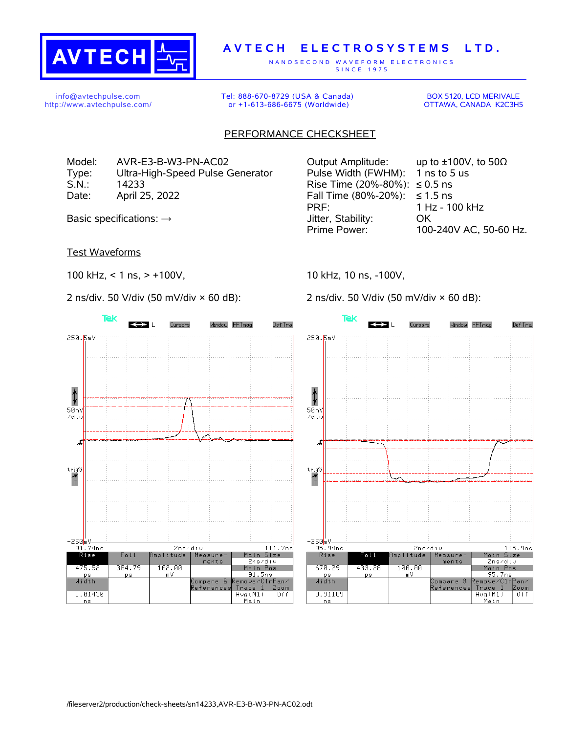# AVTECH ELECTROSYSTEMS LTD.

NANOSECOND WAVEFORM ELECTRONICS
SINCE 1975

info@avtechpulse.com
http://www.avtechpulse.com/

Tel: 888-670-8729 (USA & Canada)
or +1-613-686-6675 (Worldwide)

BOX 5120, LCD MERIVALE
OTTAWA, CANADA K2C3H5

## PERFORMANCE CHECKSHEET

Model: AVR-E3-B-W3-PN-AC02
Type: Ultra-High-Speed Pulse Generator
S.N.: 14233
Date: April 25, 2022

Basic specifications: →

| | |
|---|---|
| Output Amplitude: | up to ±100V, to 50Ω |
| Pulse Width (FWHM): | 1 ns to 5 us |
| Rise Time (20%-80%): | ≤ 0.5 ns |
| Fall Time (80%-20%): | ≤ 1.5 ns |
| PRF: | 1 Hz - 100 kHz |
| Jitter, Stability: | OK |
| Prime Power: | 100-240V AC, 50-60 Hz. |

### Test Waveforms

100 kHz, < 1 ns, > +100V,

2 ns/div. 50 V/div (50 mV/div × 60 dB):

| Rise | Fall | Amplitude | Width |
|---|---|---|---|
| 475.52 ps | 384.79 ps | 102.08 mV | 1.01430 ns |

10 kHz, 10 ns, -100V,

2 ns/div. 50 V/div (50 mV/div × 60 dB):

| Rise | Fall | Amplitude | Width |
|---|---|---|---|
| 670.29 ps | 433.28 ps | 100.80 mV | 9.91189 ns |

/fileserver2/production/check-sheets/sn14233,AVR-E3-B-W3-PN-AC02.odt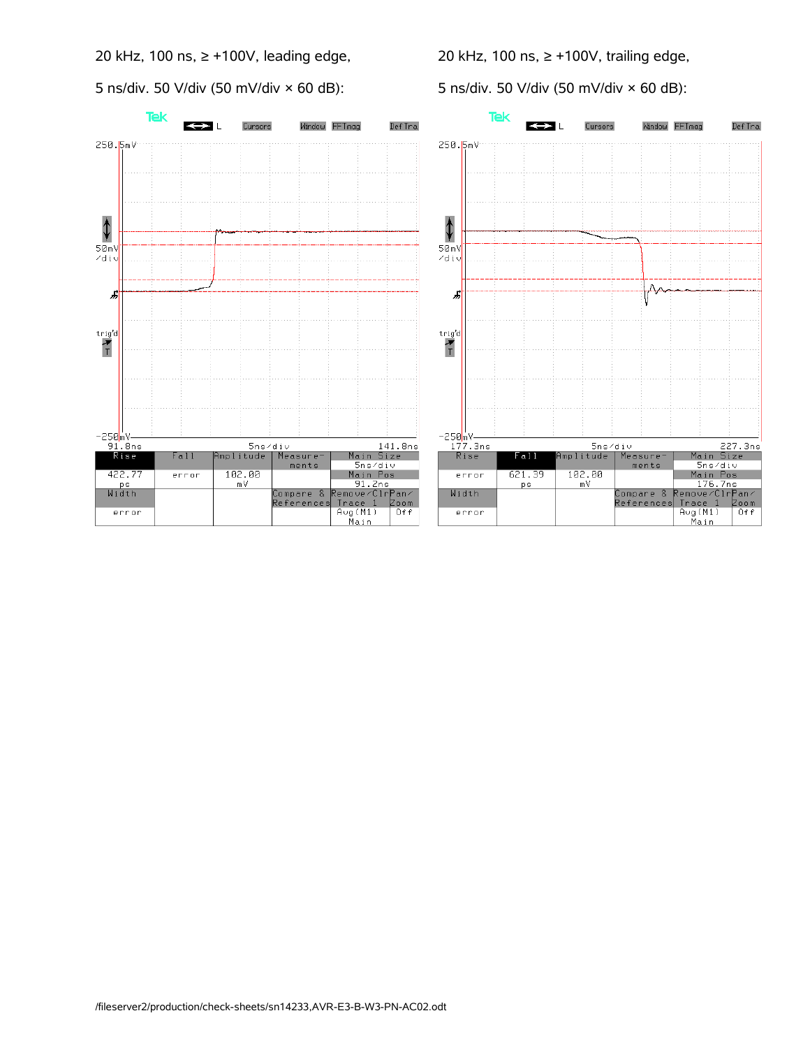20 kHz, 100 ns, ≥ +100V, leading edge,

5 ns/div. 50 V/div (50 mV/div × 60 dB):

20 kHz, 100 ns, ≥ +100V, trailing edge,

5 ns/div. 50 V/div (50 mV/div × 60 dB):

/fileserver2/production/check-sheets/sn14233,AVR-E3-B-W3-PN-AC02.odt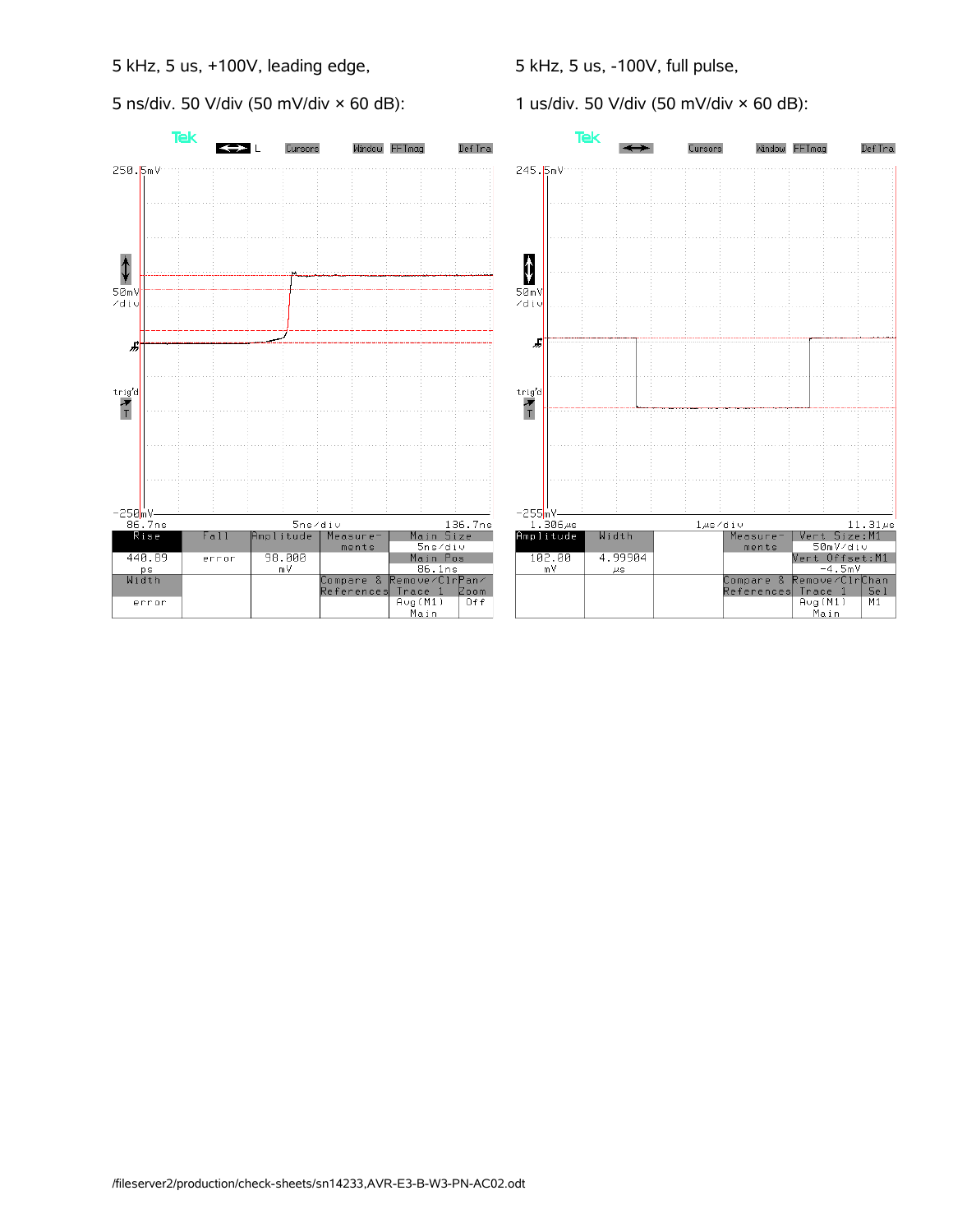5 kHz, 5 us, +100V, leading edge,

5 ns/div. 50 V/div (50 mV/div × 60 dB):

Tek

Cursors Window FFTmag Def Tra

250.5mV

50mV /div

trig'd

-250mV

86.7ns 5ns/div 136.7ns

Rise: 440.89 ps

Fall: error

Amplitude: 98.000 mV

Measurements

Main Size: 5ns/div

Main Pos: 86.1ns

Width: error

Compare & References

Remove/Clr Trace 1: Avg(M1) Main

Pan/Zoom: Off

5 kHz, 5 us, -100V, full pulse,

1 us/div. 50 V/div (50 mV/div × 60 dB):

Tek

Cursors Window FFTmag Def Tra

245.5mV

50mV /div

trig'd

-255mV

1.306μs 1μs/div 11.31μs

Amplitude: 102.00 mV

Width: 4.99904 μs

Measurements

Vert Size:M1: 50mV/div

Vert Offset:M1: -4.5mV

Compare & References

Remove/Clr Trace 1: Avg(M1) Main

Chan Sel: M1

/fileserver2/production/check-sheets/sn14233,AVR-E3-B-W3-PN-AC02.odt